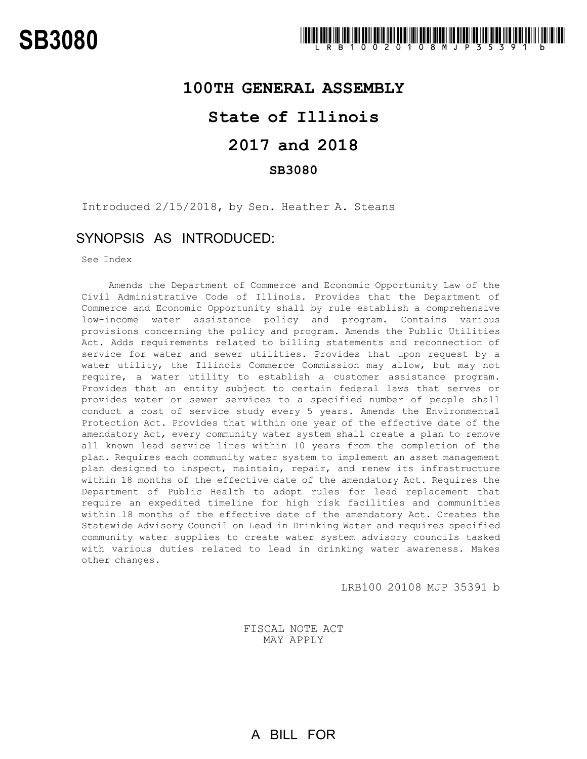# SB3080

## 100TH GENERAL ASSEMBLY

## State of Illinois

## 2017 and 2018

### SB3080

Introduced 2/15/2018, by Sen. Heather A. Steans

### SYNOPSIS AS INTRODUCED:

See Index

Amends the Department of Commerce and Economic Opportunity Law of the Civil Administrative Code of Illinois. Provides that the Department of Commerce and Economic Opportunity shall by rule establish a comprehensive low-income water assistance policy and program. Contains various provisions concerning the policy and program. Amends the Public Utilities Act. Adds requirements related to billing statements and reconnection of service for water and sewer utilities. Provides that upon request by a water utility, the Illinois Commerce Commission may allow, but may not require, a water utility to establish a customer assistance program. Provides that an entity subject to certain federal laws that serves or provides water or sewer services to a specified number of people shall conduct a cost of service study every 5 years. Amends the Environmental Protection Act. Provides that within one year of the effective date of the amendatory Act, every community water system shall create a plan to remove all known lead service lines within 10 years from the completion of the plan. Requires each community water system to implement an asset management plan designed to inspect, maintain, repair, and renew its infrastructure within 18 months of the effective date of the amendatory Act. Requires the Department of Public Health to adopt rules for lead replacement that require an expedited timeline for high risk facilities and communities within 18 months of the effective date of the amendatory Act. Creates the Statewide Advisory Council on Lead in Drinking Water and requires specified community water supplies to create water system advisory councils tasked with various duties related to lead in drinking water awareness. Makes other changes.

LRB100 20108 MJP 35391 b

FISCAL NOTE ACT
MAY APPLY

A BILL FOR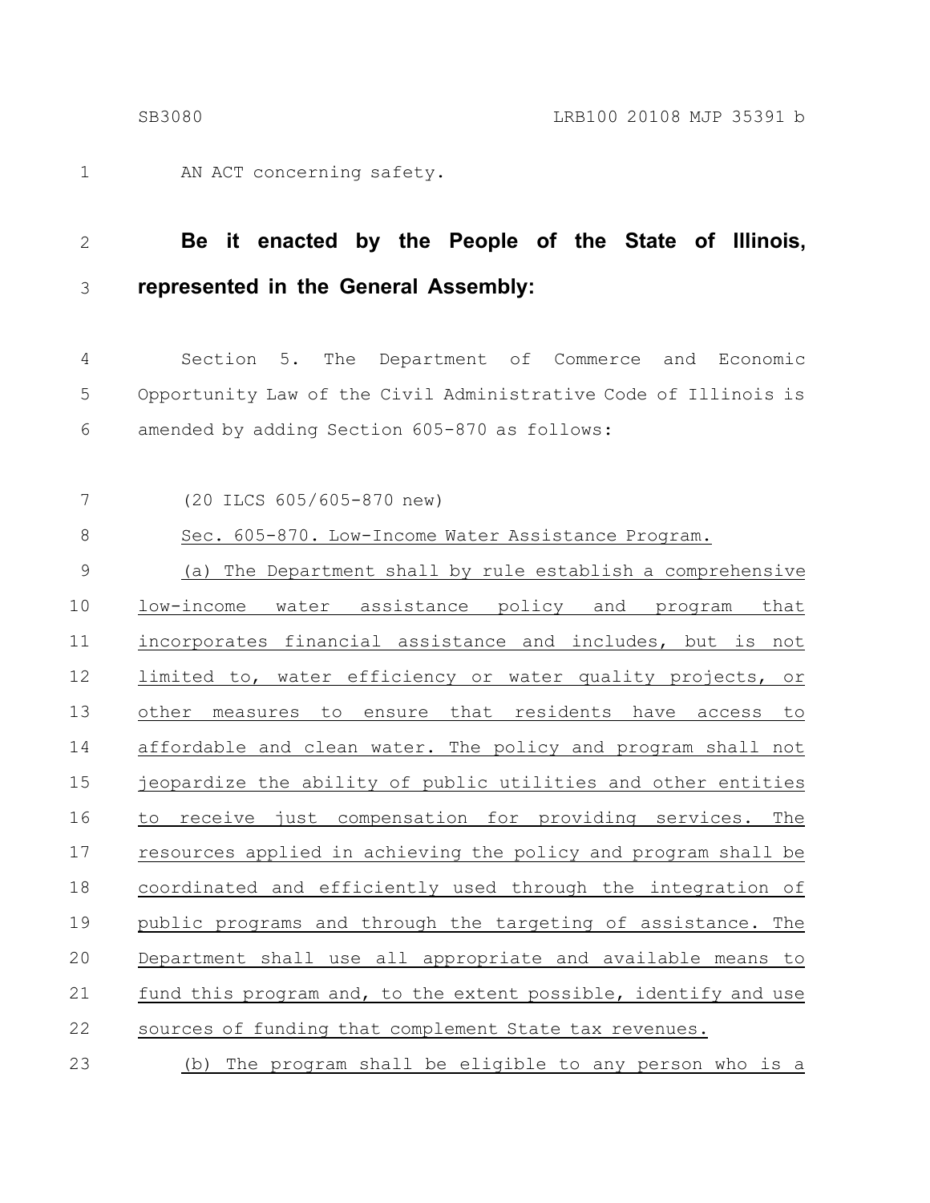AN ACT concerning safety.

**Be it enacted by the People of the State of Illinois, represented in the General Assembly:**

Section 5. The Department of Commerce and Economic Opportunity Law of the Civil Administrative Code of Illinois is amended by adding Section 605-870 as follows:

(20 ILCS 605/605-870 new)

Sec. 605-870. Low-Income Water Assistance Program.

(a) The Department shall by rule establish a comprehensive low-income water assistance policy and program that incorporates financial assistance and includes, but is not limited to, water efficiency or water quality projects, or other measures to ensure that residents have access to affordable and clean water. The policy and program shall not jeopardize the ability of public utilities and other entities to receive just compensation for providing services. The resources applied in achieving the policy and program shall be coordinated and efficiently used through the integration of public programs and through the targeting of assistance. The Department shall use all appropriate and available means to fund this program and, to the extent possible, identify and use sources of funding that complement State tax revenues.

(b) The program shall be eligible to any person who is a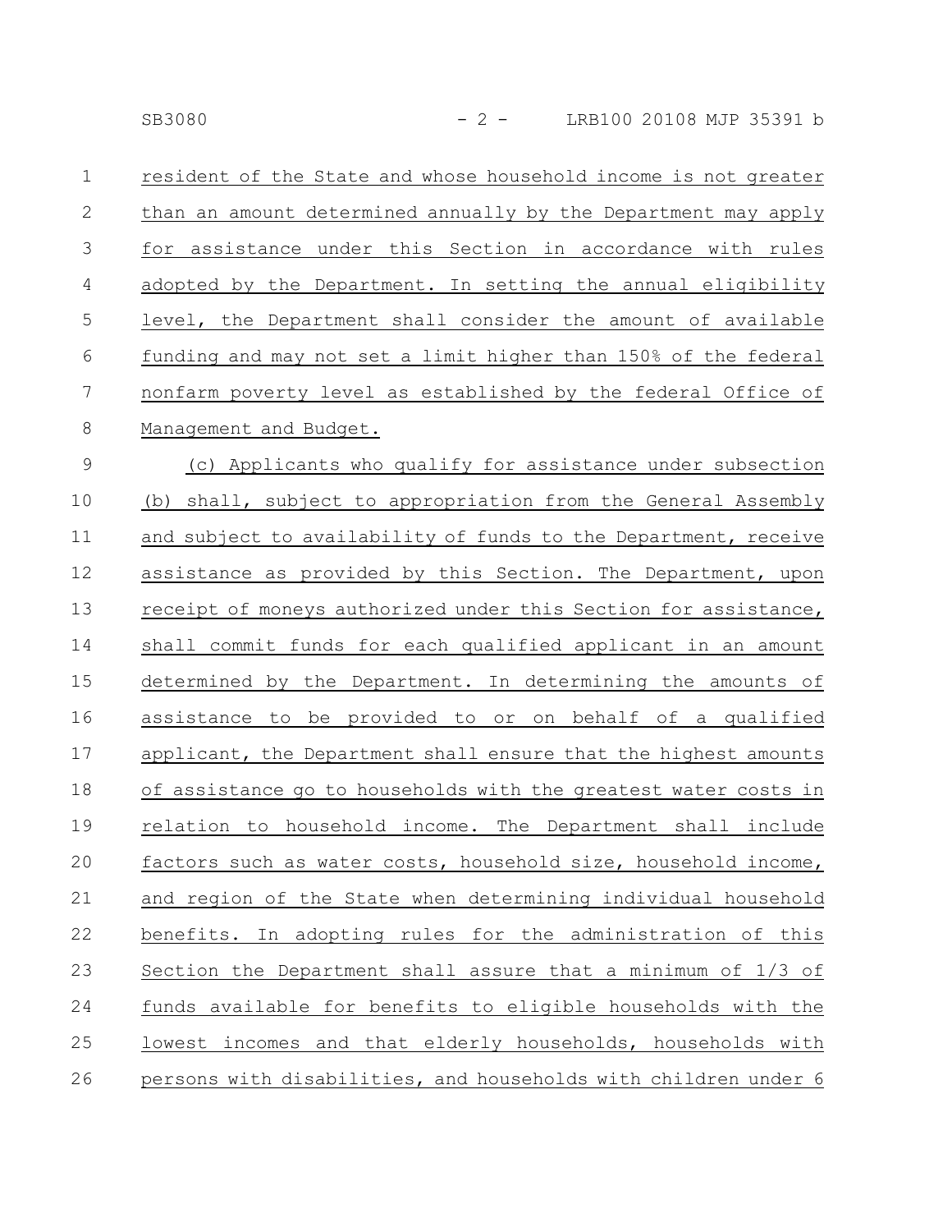resident of the State and whose household income is not greater than an amount determined annually by the Department may apply for assistance under this Section in accordance with rules adopted by the Department. In setting the annual eligibility level, the Department shall consider the amount of available funding and may not set a limit higher than 150% of the federal nonfarm poverty level as established by the federal Office of Management and Budget.

(c) Applicants who qualify for assistance under subsection (b) shall, subject to appropriation from the General Assembly and subject to availability of funds to the Department, receive assistance as provided by this Section. The Department, upon receipt of moneys authorized under this Section for assistance, shall commit funds for each qualified applicant in an amount determined by the Department. In determining the amounts of assistance to be provided to or on behalf of a qualified applicant, the Department shall ensure that the highest amounts of assistance go to households with the greatest water costs in relation to household income. The Department shall include factors such as water costs, household size, household income, and region of the State when determining individual household benefits. In adopting rules for the administration of this Section the Department shall assure that a minimum of 1/3 of funds available for benefits to eligible households with the lowest incomes and that elderly households, households with persons with disabilities, and households with children under 6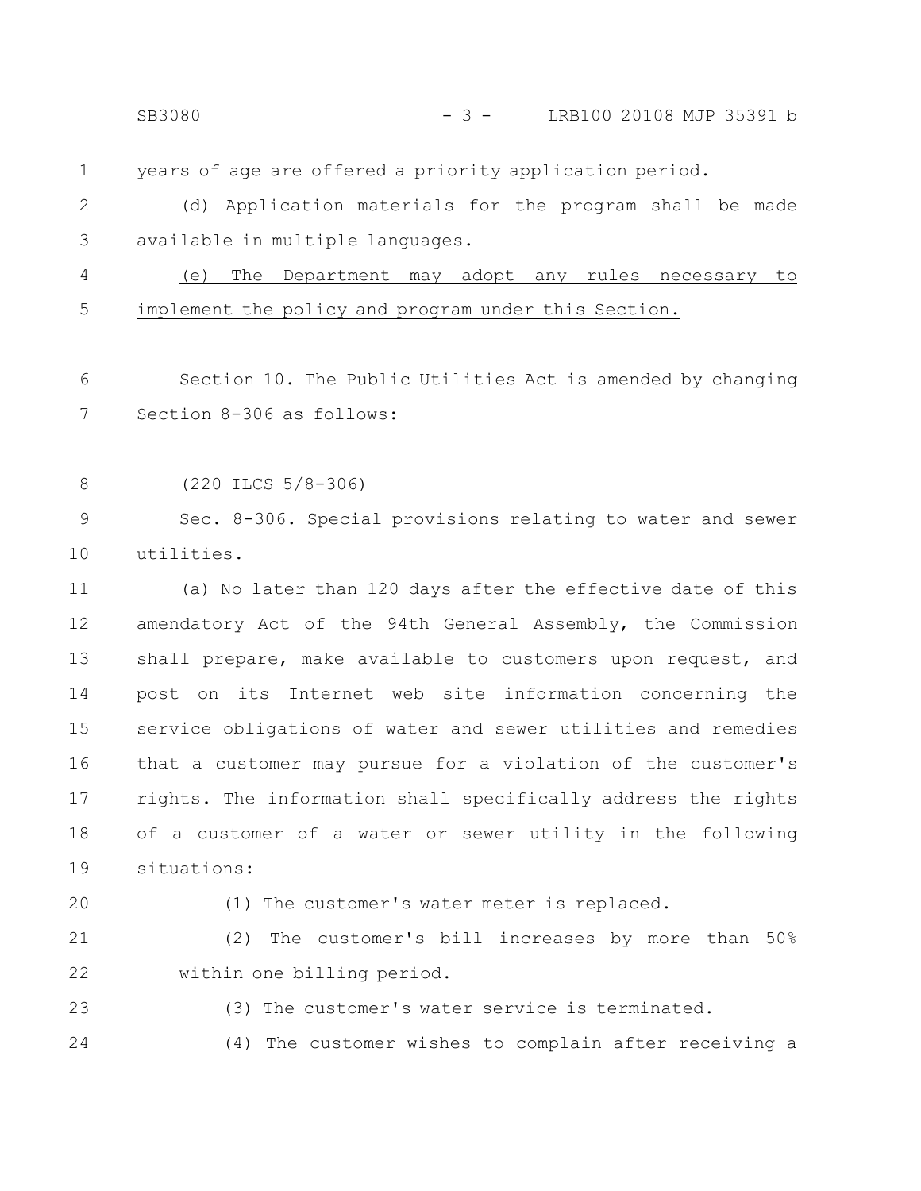years of age are offered a priority application period.

(d) Application materials for the program shall be made available in multiple languages.

(e) The Department may adopt any rules necessary to implement the policy and program under this Section.

Section 10. The Public Utilities Act is amended by changing Section 8-306 as follows:

(220 ILCS 5/8-306)

Sec. 8-306. Special provisions relating to water and sewer utilities.

(a) No later than 120 days after the effective date of this amendatory Act of the 94th General Assembly, the Commission shall prepare, make available to customers upon request, and post on its Internet web site information concerning the service obligations of water and sewer utilities and remedies that a customer may pursue for a violation of the customer's rights. The information shall specifically address the rights of a customer of a water or sewer utility in the following situations:

(1) The customer's water meter is replaced.

(2) The customer's bill increases by more than 50% within one billing period.

(3) The customer's water service is terminated.

(4) The customer wishes to complain after receiving a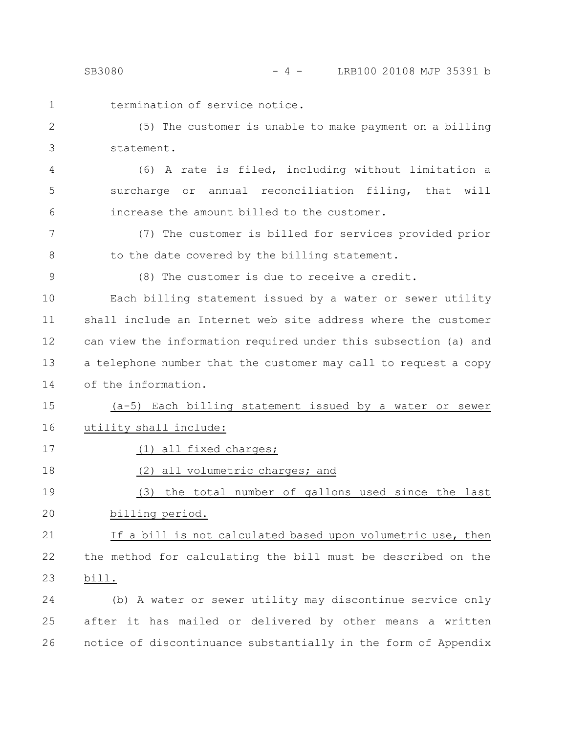termination of service notice.

(5) The customer is unable to make payment on a billing statement.

(6) A rate is filed, including without limitation a surcharge or annual reconciliation filing, that will increase the amount billed to the customer.

(7) The customer is billed for services provided prior to the date covered by the billing statement.

(8) The customer is due to receive a credit.

Each billing statement issued by a water or sewer utility shall include an Internet web site address where the customer can view the information required under this subsection (a) and a telephone number that the customer may call to request a copy of the information.

(a-5) Each billing statement issued by a water or sewer utility shall include:

(1) all fixed charges;

(2) all volumetric charges; and

(3) the total number of gallons used since the last billing period.

If a bill is not calculated based upon volumetric use, then the method for calculating the bill must be described on the bill.

(b) A water or sewer utility may discontinue service only after it has mailed or delivered by other means a written notice of discontinuance substantially in the form of Appendix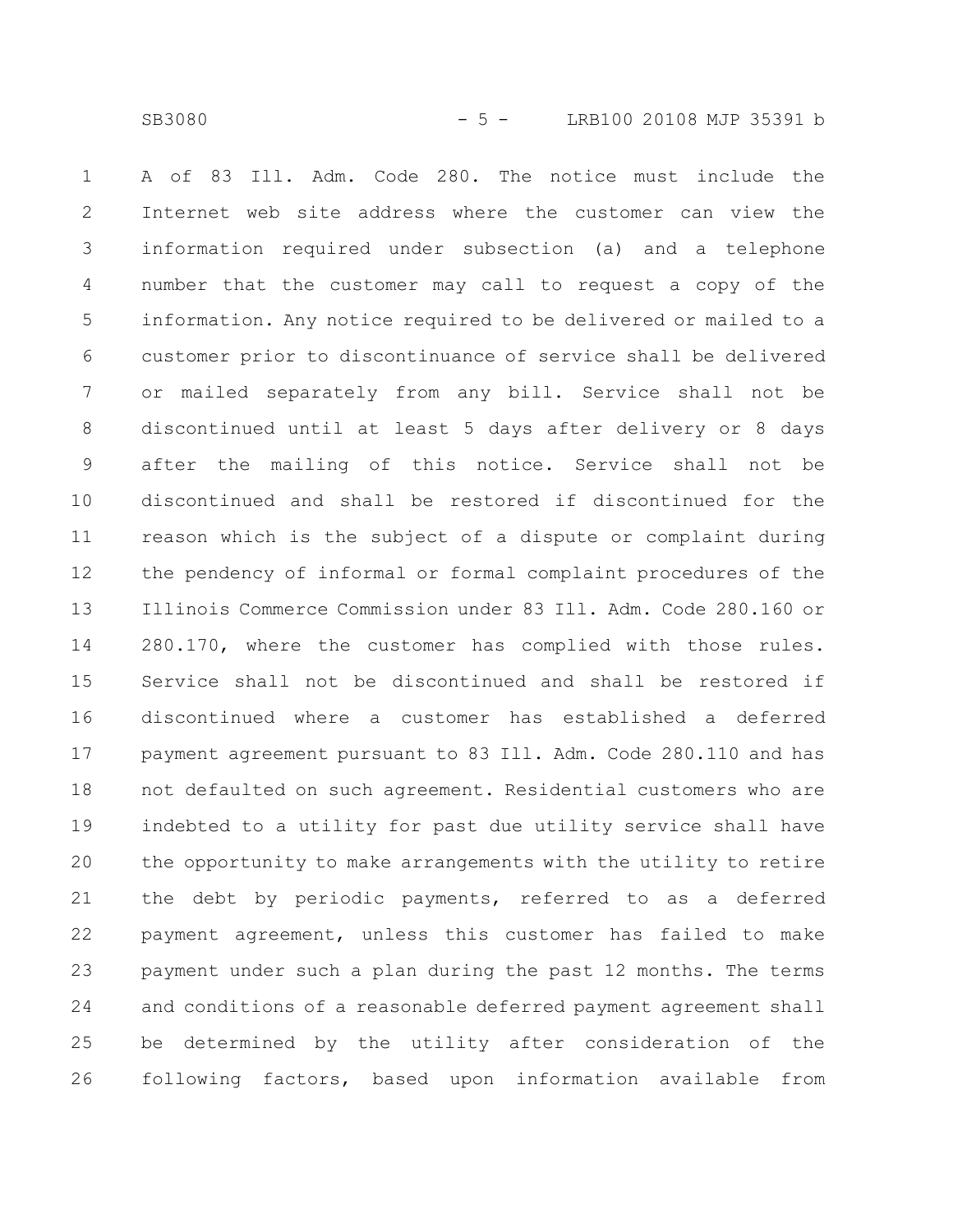A of 83 Ill. Adm. Code 280. The notice must include the Internet web site address where the customer can view the information required under subsection (a) and a telephone number that the customer may call to request a copy of the information. Any notice required to be delivered or mailed to a customer prior to discontinuance of service shall be delivered or mailed separately from any bill. Service shall not be discontinued until at least 5 days after delivery or 8 days after the mailing of this notice. Service shall not be discontinued and shall be restored if discontinued for the reason which is the subject of a dispute or complaint during the pendency of informal or formal complaint procedures of the Illinois Commerce Commission under 83 Ill. Adm. Code 280.160 or 280.170, where the customer has complied with those rules. Service shall not be discontinued and shall be restored if discontinued where a customer has established a deferred payment agreement pursuant to 83 Ill. Adm. Code 280.110 and has not defaulted on such agreement. Residential customers who are indebted to a utility for past due utility service shall have the opportunity to make arrangements with the utility to retire the debt by periodic payments, referred to as a deferred payment agreement, unless this customer has failed to make payment under such a plan during the past 12 months. The terms and conditions of a reasonable deferred payment agreement shall be determined by the utility after consideration of the following factors, based upon information available from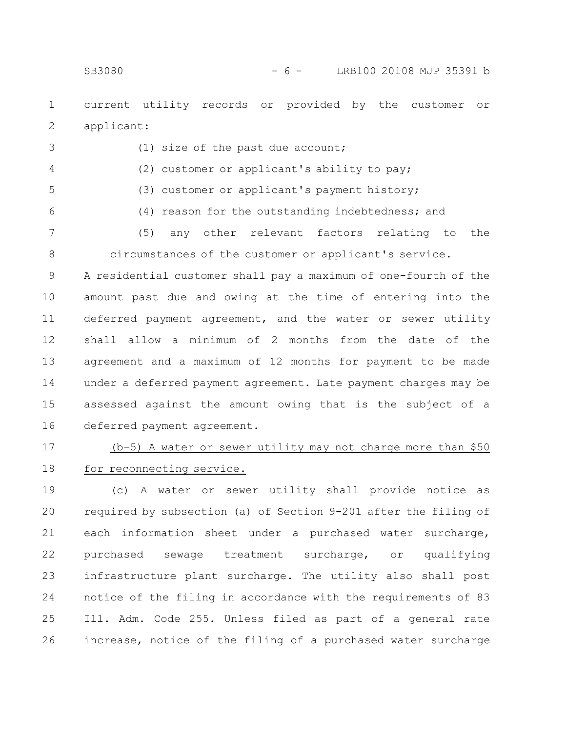current utility records or provided by the customer or applicant:

(1) size of the past due account;

(2) customer or applicant's ability to pay;

(3) customer or applicant's payment history;

(4) reason for the outstanding indebtedness; and

(5) any other relevant factors relating to the circumstances of the customer or applicant's service.

A residential customer shall pay a maximum of one-fourth of the amount past due and owing at the time of entering into the deferred payment agreement, and the water or sewer utility shall allow a minimum of 2 months from the date of the agreement and a maximum of 12 months for payment to be made under a deferred payment agreement. Late payment charges may be assessed against the amount owing that is the subject of a deferred payment agreement.

<u>(b-5) A water or sewer utility may not charge more than $50 for reconnecting service.</u>

(c) A water or sewer utility shall provide notice as required by subsection (a) of Section 9-201 after the filing of each information sheet under a purchased water surcharge, purchased sewage treatment surcharge, or qualifying infrastructure plant surcharge. The utility also shall post notice of the filing in accordance with the requirements of 83 Ill. Adm. Code 255. Unless filed as part of a general rate increase, notice of the filing of a purchased water surcharge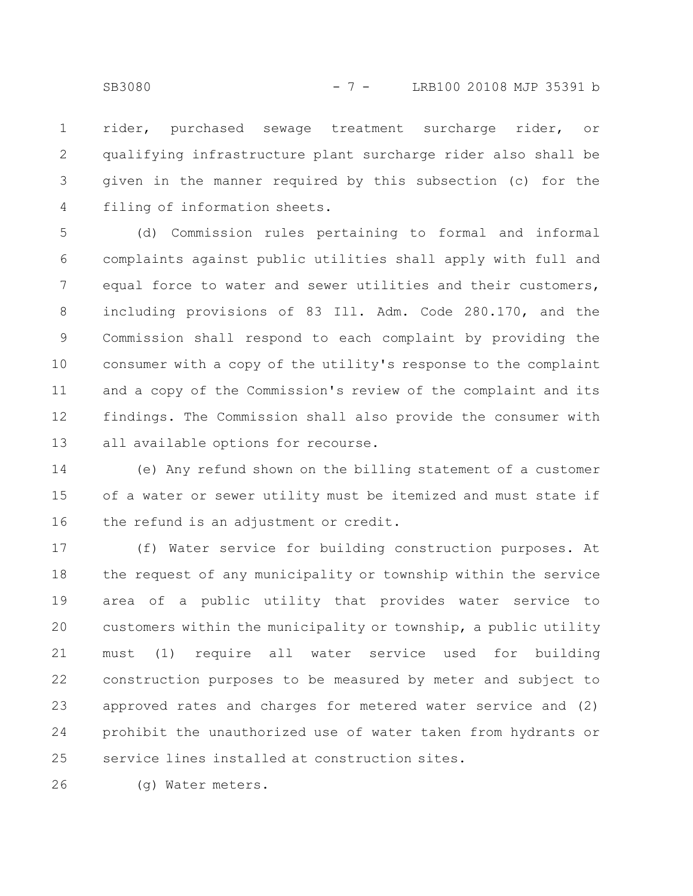rider, purchased sewage treatment surcharge rider, or qualifying infrastructure plant surcharge rider also shall be given in the manner required by this subsection (c) for the filing of information sheets.

(d) Commission rules pertaining to formal and informal complaints against public utilities shall apply with full and equal force to water and sewer utilities and their customers, including provisions of 83 Ill. Adm. Code 280.170, and the Commission shall respond to each complaint by providing the consumer with a copy of the utility's response to the complaint and a copy of the Commission's review of the complaint and its findings. The Commission shall also provide the consumer with all available options for recourse.

(e) Any refund shown on the billing statement of a customer of a water or sewer utility must be itemized and must state if the refund is an adjustment or credit.

(f) Water service for building construction purposes. At the request of any municipality or township within the service area of a public utility that provides water service to customers within the municipality or township, a public utility must (1) require all water service used for building construction purposes to be measured by meter and subject to approved rates and charges for metered water service and (2) prohibit the unauthorized use of water taken from hydrants or service lines installed at construction sites.

(g) Water meters.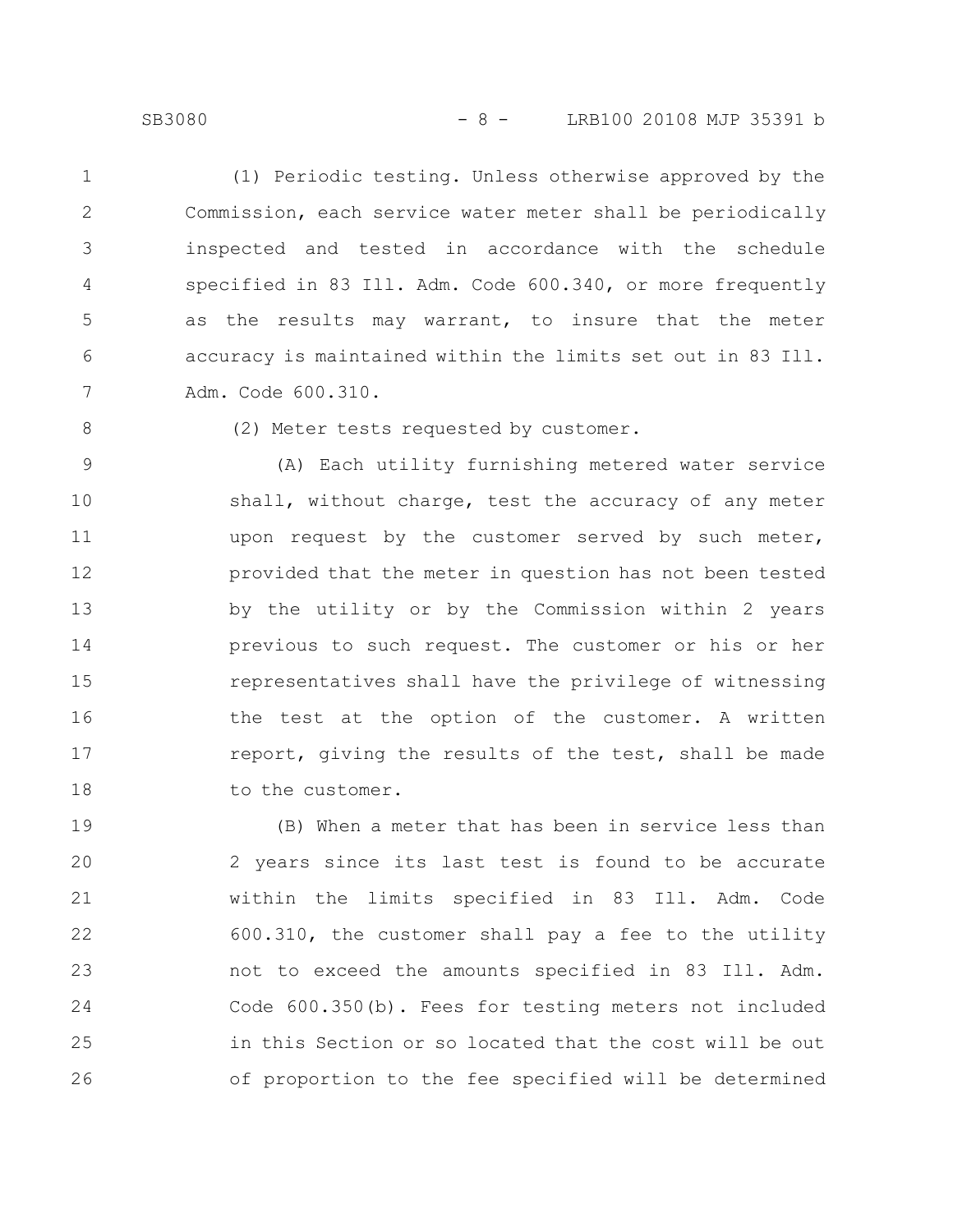(1) Periodic testing. Unless otherwise approved by the Commission, each service water meter shall be periodically inspected and tested in accordance with the schedule specified in 83 Ill. Adm. Code 600.340, or more frequently as the results may warrant, to insure that the meter accuracy is maintained within the limits set out in 83 Ill. Adm. Code 600.310.

(2) Meter tests requested by customer.

(A) Each utility furnishing metered water service shall, without charge, test the accuracy of any meter upon request by the customer served by such meter, provided that the meter in question has not been tested by the utility or by the Commission within 2 years previous to such request. The customer or his or her representatives shall have the privilege of witnessing the test at the option of the customer. A written report, giving the results of the test, shall be made to the customer.

(B) When a meter that has been in service less than 2 years since its last test is found to be accurate within the limits specified in 83 Ill. Adm. Code 600.310, the customer shall pay a fee to the utility not to exceed the amounts specified in 83 Ill. Adm. Code 600.350(b). Fees for testing meters not included in this Section or so located that the cost will be out of proportion to the fee specified will be determined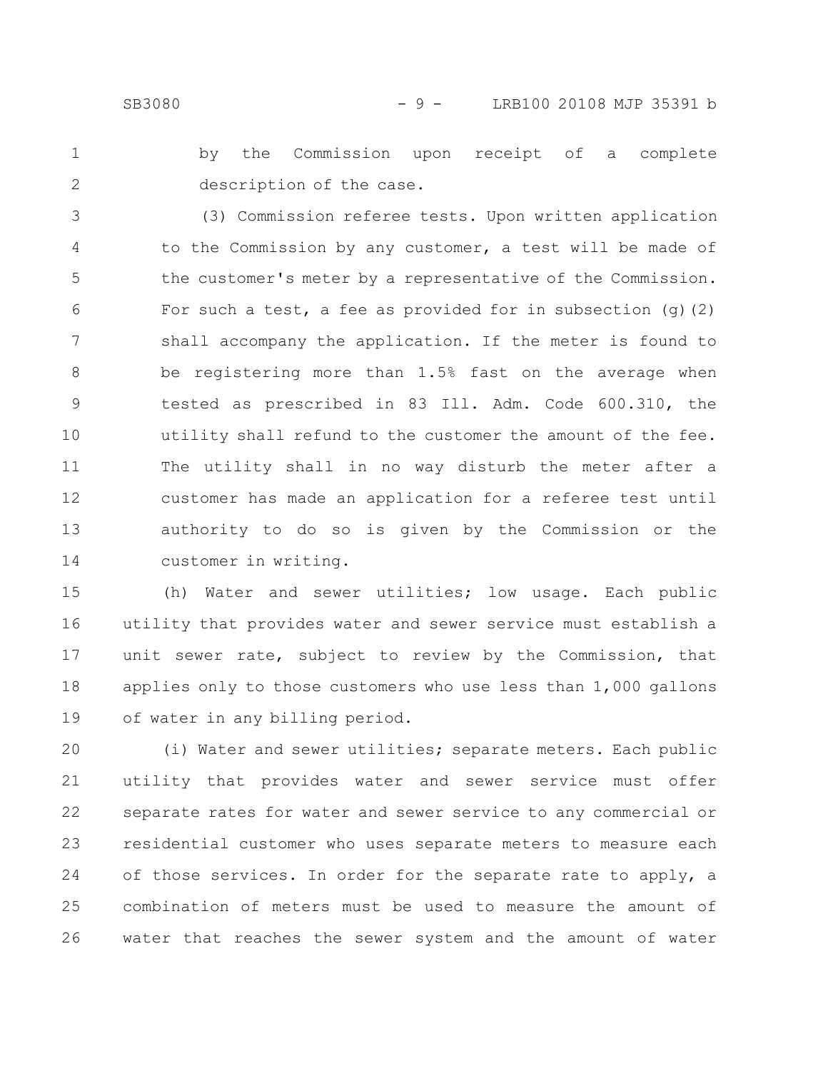by the Commission upon receipt of a complete description of the case.

(3) Commission referee tests. Upon written application to the Commission by any customer, a test will be made of the customer's meter by a representative of the Commission. For such a test, a fee as provided for in subsection (g)(2) shall accompany the application. If the meter is found to be registering more than 1.5% fast on the average when tested as prescribed in 83 Ill. Adm. Code 600.310, the utility shall refund to the customer the amount of the fee. The utility shall in no way disturb the meter after a customer has made an application for a referee test until authority to do so is given by the Commission or the customer in writing.

(h) Water and sewer utilities; low usage. Each public utility that provides water and sewer service must establish a unit sewer rate, subject to review by the Commission, that applies only to those customers who use less than 1,000 gallons of water in any billing period.

(i) Water and sewer utilities; separate meters. Each public utility that provides water and sewer service must offer separate rates for water and sewer service to any commercial or residential customer who uses separate meters to measure each of those services. In order for the separate rate to apply, a combination of meters must be used to measure the amount of water that reaches the sewer system and the amount of water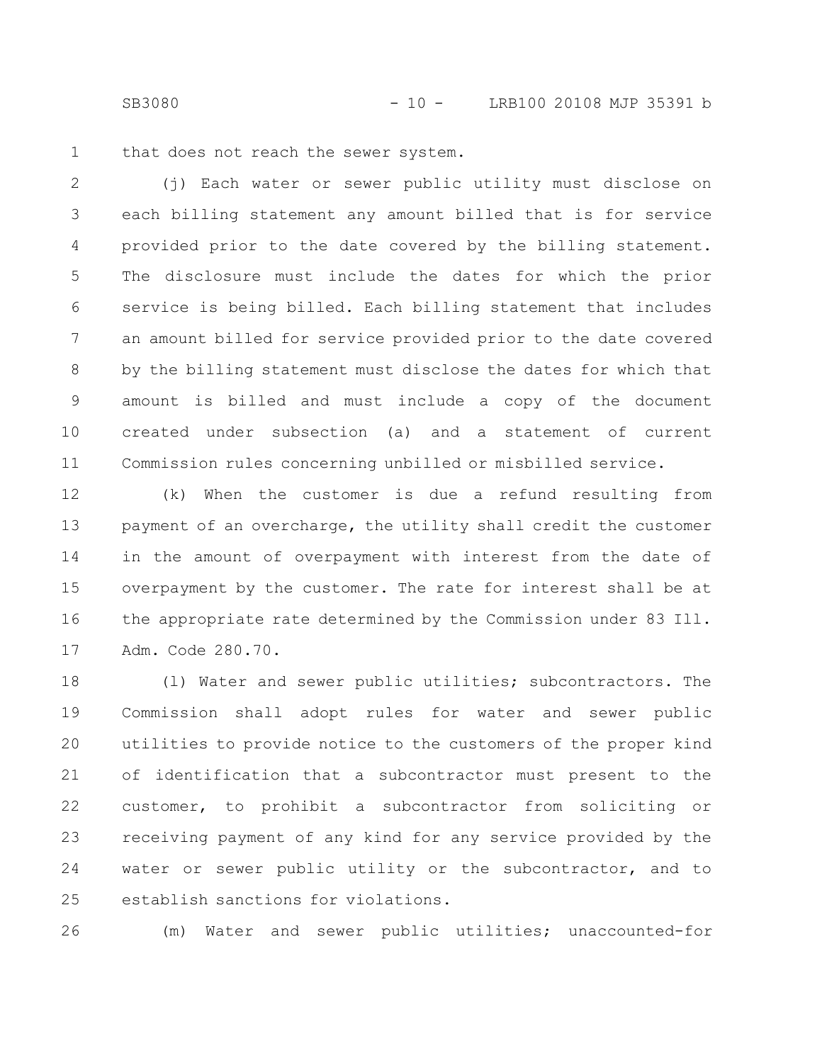that does not reach the sewer system.

(j) Each water or sewer public utility must disclose on each billing statement any amount billed that is for service provided prior to the date covered by the billing statement. The disclosure must include the dates for which the prior service is being billed. Each billing statement that includes an amount billed for service provided prior to the date covered by the billing statement must disclose the dates for which that amount is billed and must include a copy of the document created under subsection (a) and a statement of current Commission rules concerning unbilled or misbilled service.

(k) When the customer is due a refund resulting from payment of an overcharge, the utility shall credit the customer in the amount of overpayment with interest from the date of overpayment by the customer. The rate for interest shall be at the appropriate rate determined by the Commission under 83 Ill. Adm. Code 280.70.

(l) Water and sewer public utilities; subcontractors. The Commission shall adopt rules for water and sewer public utilities to provide notice to the customers of the proper kind of identification that a subcontractor must present to the customer, to prohibit a subcontractor from soliciting or receiving payment of any kind for any service provided by the water or sewer public utility or the subcontractor, and to establish sanctions for violations.

(m) Water and sewer public utilities; unaccounted-for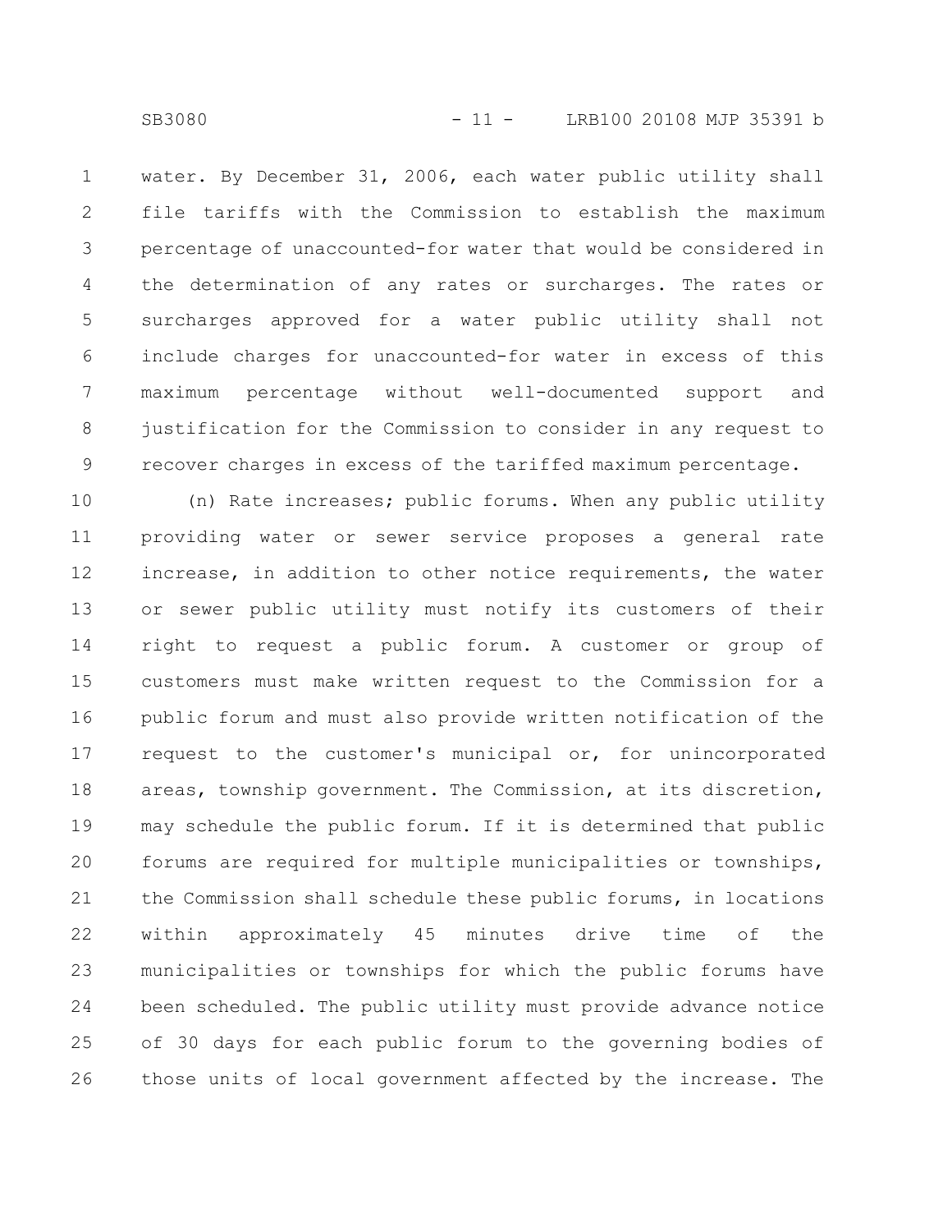water. By December 31, 2006, each water public utility shall file tariffs with the Commission to establish the maximum percentage of unaccounted-for water that would be considered in the determination of any rates or surcharges. The rates or surcharges approved for a water public utility shall not include charges for unaccounted-for water in excess of this maximum percentage without well-documented support and justification for the Commission to consider in any request to recover charges in excess of the tariffed maximum percentage.

(n) Rate increases; public forums. When any public utility providing water or sewer service proposes a general rate increase, in addition to other notice requirements, the water or sewer public utility must notify its customers of their right to request a public forum. A customer or group of customers must make written request to the Commission for a public forum and must also provide written notification of the request to the customer's municipal or, for unincorporated areas, township government. The Commission, at its discretion, may schedule the public forum. If it is determined that public forums are required for multiple municipalities or townships, the Commission shall schedule these public forums, in locations within approximately 45 minutes drive time of the municipalities or townships for which the public forums have been scheduled. The public utility must provide advance notice of 30 days for each public forum to the governing bodies of those units of local government affected by the increase. The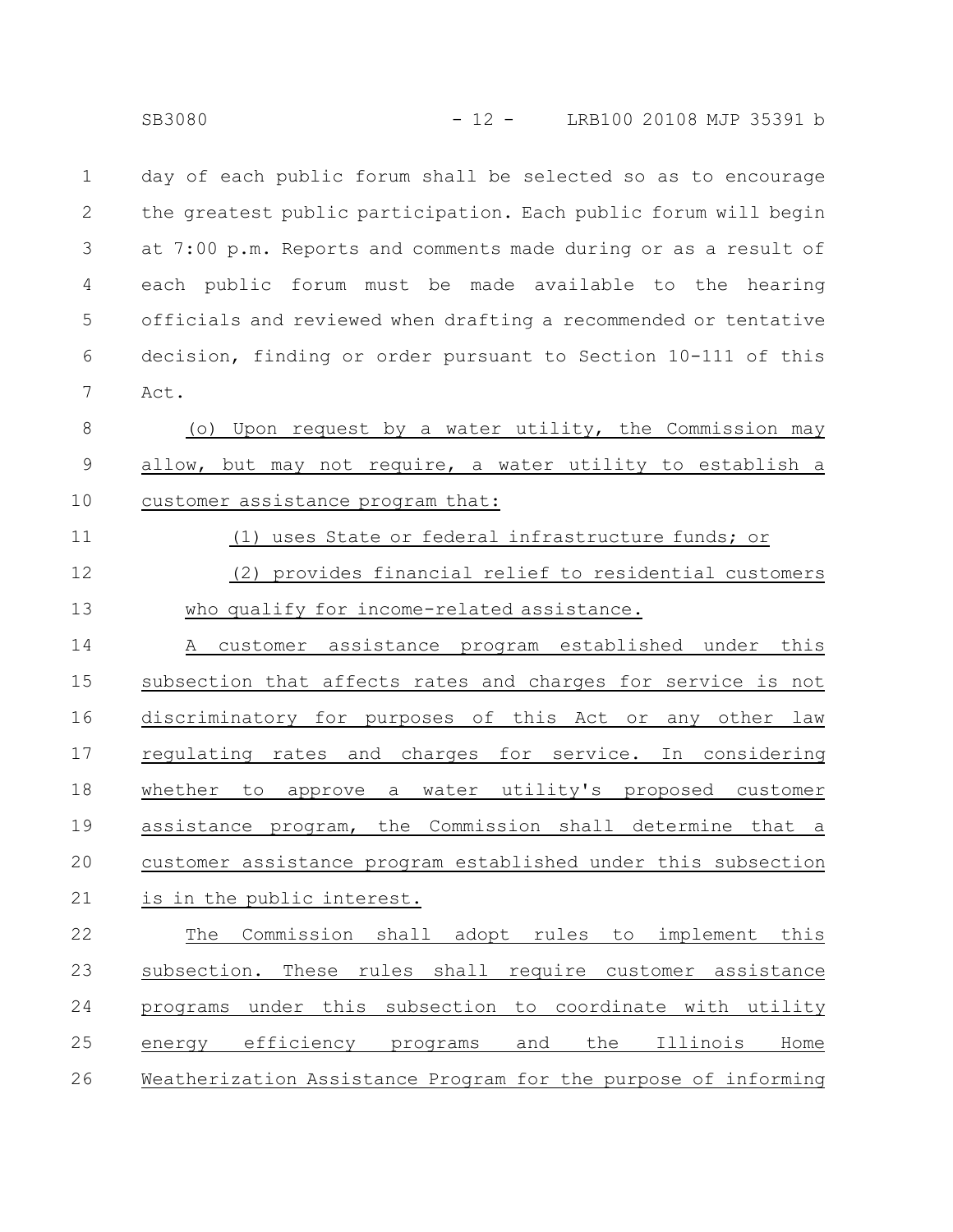day of each public forum shall be selected so as to encourage the greatest public participation. Each public forum will begin at 7:00 p.m. Reports and comments made during or as a result of each public forum must be made available to the hearing officials and reviewed when drafting a recommended or tentative decision, finding or order pursuant to Section 10-111 of this Act.

(o) Upon request by a water utility, the Commission may allow, but may not require, a water utility to establish a customer assistance program that:

(1) uses State or federal infrastructure funds; or

(2) provides financial relief to residential customers who qualify for income-related assistance.

A customer assistance program established under this subsection that affects rates and charges for service is not discriminatory for purposes of this Act or any other law regulating rates and charges for service. In considering whether to approve a water utility's proposed customer assistance program, the Commission shall determine that a customer assistance program established under this subsection is in the public interest.

The Commission shall adopt rules to implement this subsection. These rules shall require customer assistance programs under this subsection to coordinate with utility energy efficiency programs and the Illinois Home Weatherization Assistance Program for the purpose of informing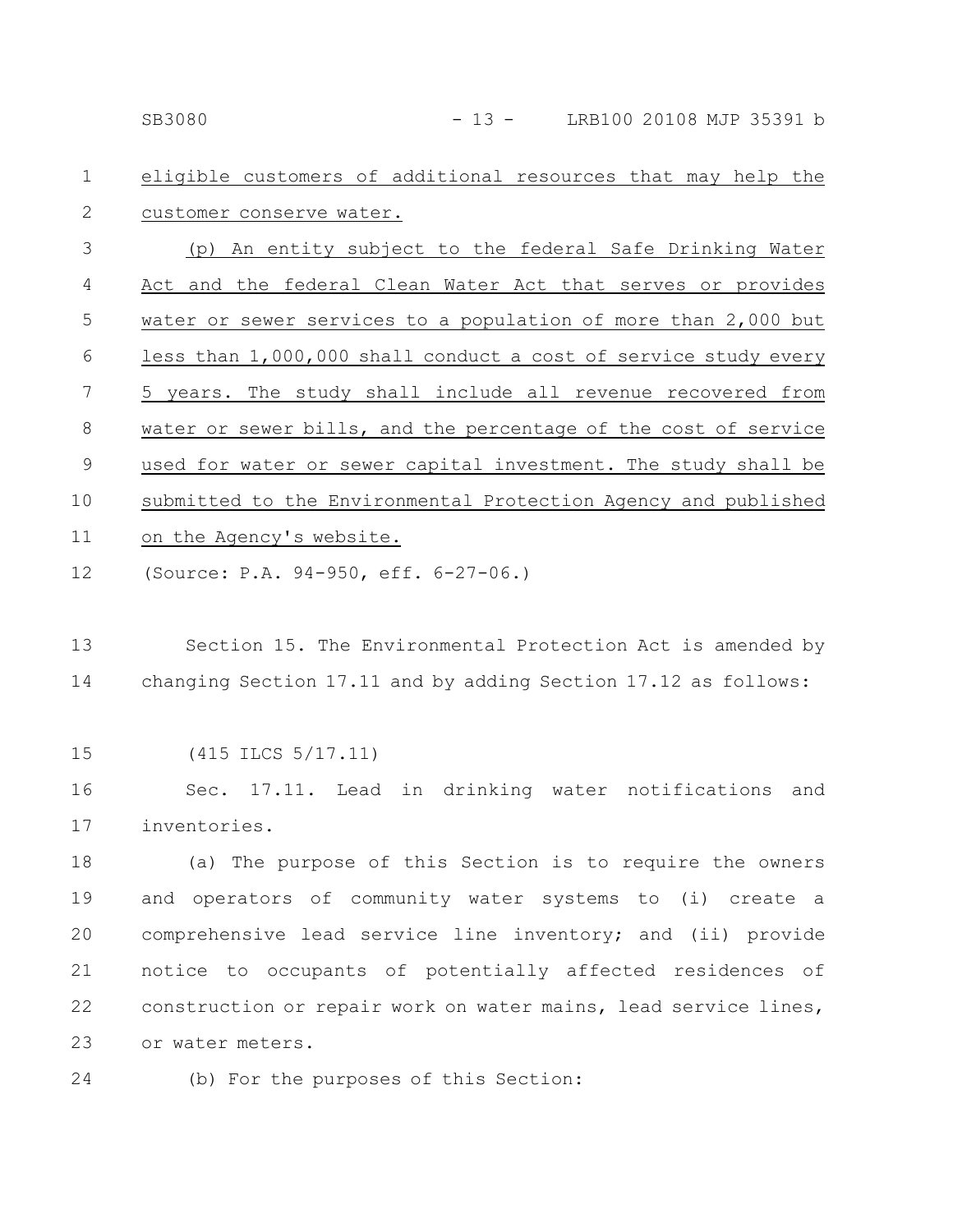eligible customers of additional resources that may help the customer conserve water.

(p) An entity subject to the federal Safe Drinking Water Act and the federal Clean Water Act that serves or provides water or sewer services to a population of more than 2,000 but less than 1,000,000 shall conduct a cost of service study every 5 years. The study shall include all revenue recovered from water or sewer bills, and the percentage of the cost of service used for water or sewer capital investment. The study shall be submitted to the Environmental Protection Agency and published on the Agency's website.

(Source: P.A. 94-950, eff. 6-27-06.)

Section 15. The Environmental Protection Act is amended by changing Section 17.11 and by adding Section 17.12 as follows:

(415 ILCS 5/17.11)

Sec. 17.11. Lead in drinking water notifications and inventories.

(a) The purpose of this Section is to require the owners and operators of community water systems to (i) create a comprehensive lead service line inventory; and (ii) provide notice to occupants of potentially affected residences of construction or repair work on water mains, lead service lines, or water meters.

(b) For the purposes of this Section: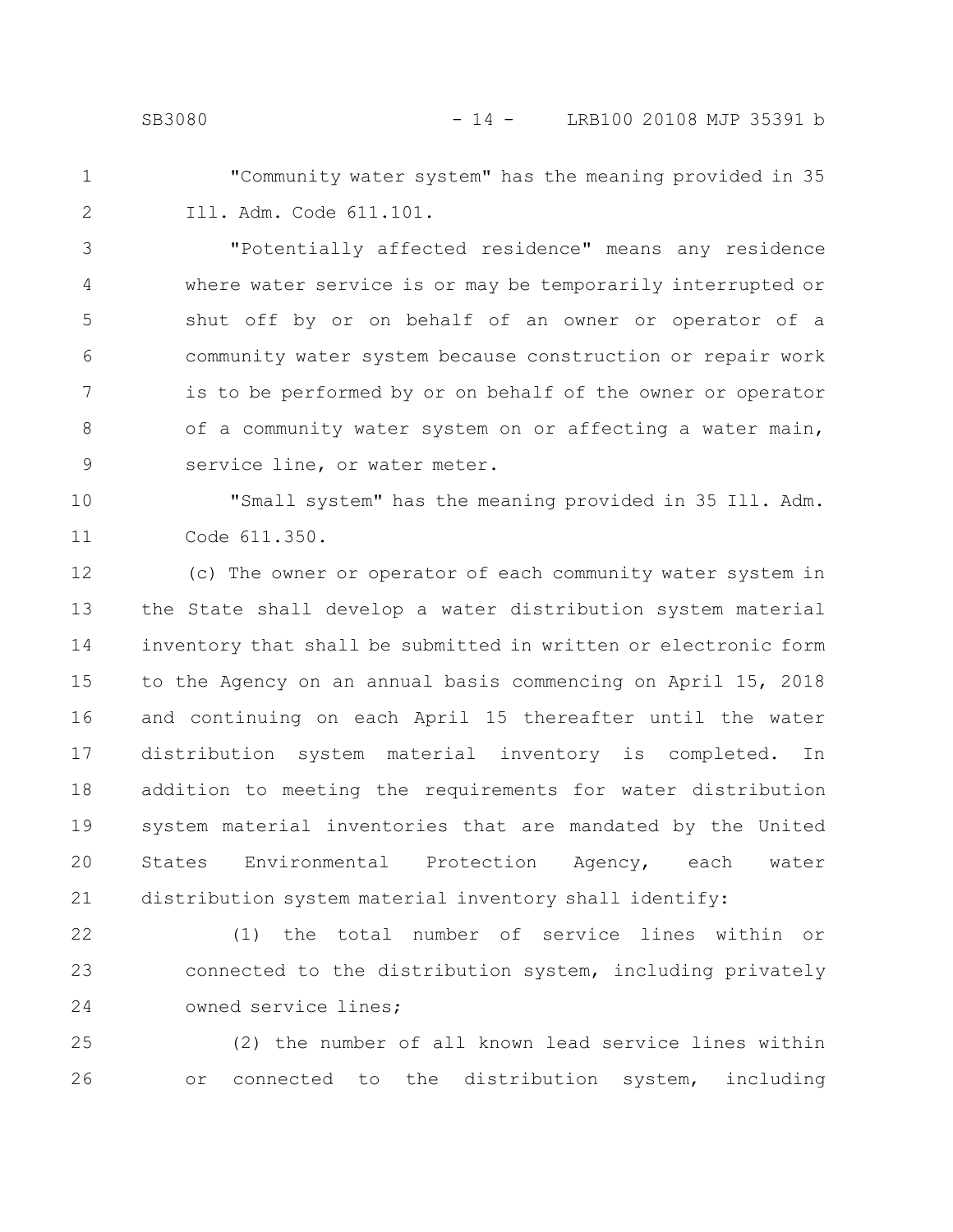"Community water system" has the meaning provided in 35 Ill. Adm. Code 611.101.

"Potentially affected residence" means any residence where water service is or may be temporarily interrupted or shut off by or on behalf of an owner or operator of a community water system because construction or repair work is to be performed by or on behalf of the owner or operator of a community water system on or affecting a water main, service line, or water meter.

"Small system" has the meaning provided in 35 Ill. Adm. Code 611.350.

(c) The owner or operator of each community water system in the State shall develop a water distribution system material inventory that shall be submitted in written or electronic form to the Agency on an annual basis commencing on April 15, 2018 and continuing on each April 15 thereafter until the water distribution system material inventory is completed. In addition to meeting the requirements for water distribution system material inventories that are mandated by the United States Environmental Protection Agency, each water distribution system material inventory shall identify:

(1) the total number of service lines within or connected to the distribution system, including privately owned service lines;

(2) the number of all known lead service lines within or connected to the distribution system, including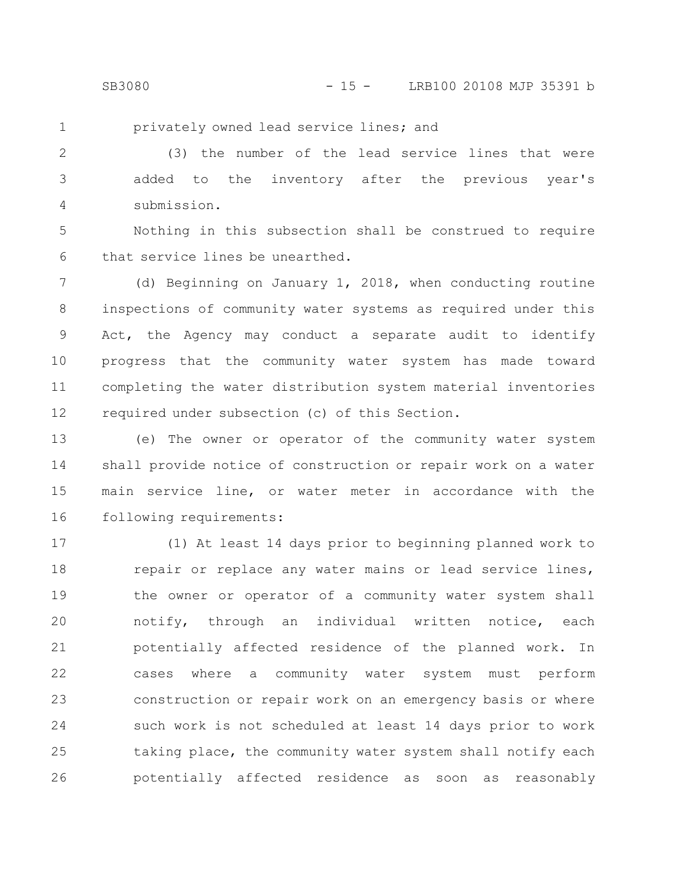privately owned lead service lines; and

(3) the number of the lead service lines that were added to the inventory after the previous year's submission.

Nothing in this subsection shall be construed to require that service lines be unearthed.

(d) Beginning on January 1, 2018, when conducting routine inspections of community water systems as required under this Act, the Agency may conduct a separate audit to identify progress that the community water system has made toward completing the water distribution system material inventories required under subsection (c) of this Section.

(e) The owner or operator of the community water system shall provide notice of construction or repair work on a water main service line, or water meter in accordance with the following requirements:

(1) At least 14 days prior to beginning planned work to repair or replace any water mains or lead service lines, the owner or operator of a community water system shall notify, through an individual written notice, each potentially affected residence of the planned work. In cases where a community water system must perform construction or repair work on an emergency basis or where such work is not scheduled at least 14 days prior to work taking place, the community water system shall notify each potentially affected residence as soon as reasonably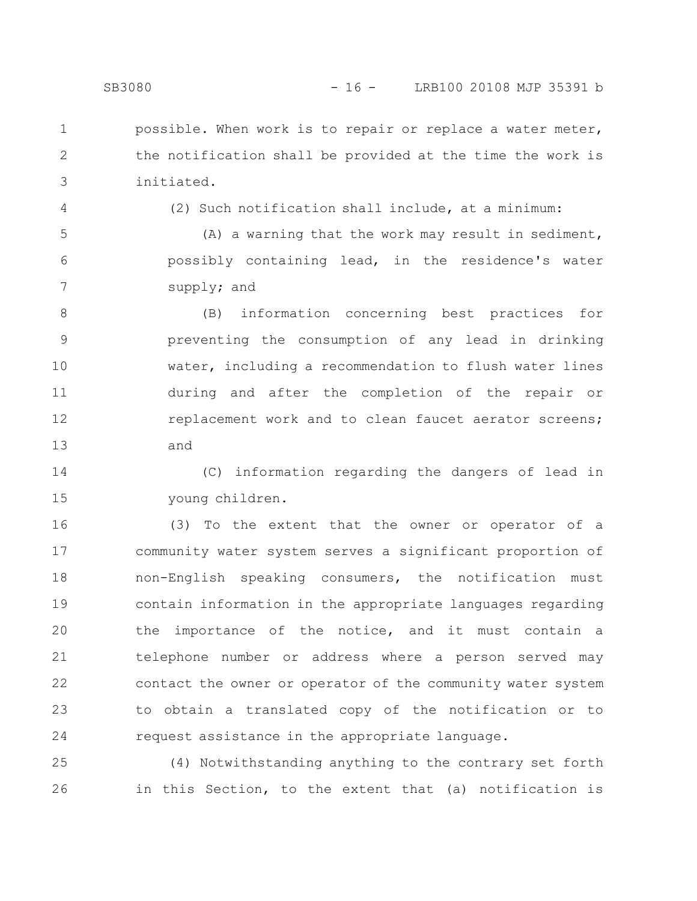possible. When work is to repair or replace a water meter, the notification shall be provided at the time the work is initiated.

(2) Such notification shall include, at a minimum:

(A) a warning that the work may result in sediment, possibly containing lead, in the residence's water supply; and

(B) information concerning best practices for preventing the consumption of any lead in drinking water, including a recommendation to flush water lines during and after the completion of the repair or replacement work and to clean faucet aerator screens; and

(C) information regarding the dangers of lead in young children.

(3) To the extent that the owner or operator of a community water system serves a significant proportion of non-English speaking consumers, the notification must contain information in the appropriate languages regarding the importance of the notice, and it must contain a telephone number or address where a person served may contact the owner or operator of the community water system to obtain a translated copy of the notification or to request assistance in the appropriate language.

(4) Notwithstanding anything to the contrary set forth in this Section, to the extent that (a) notification is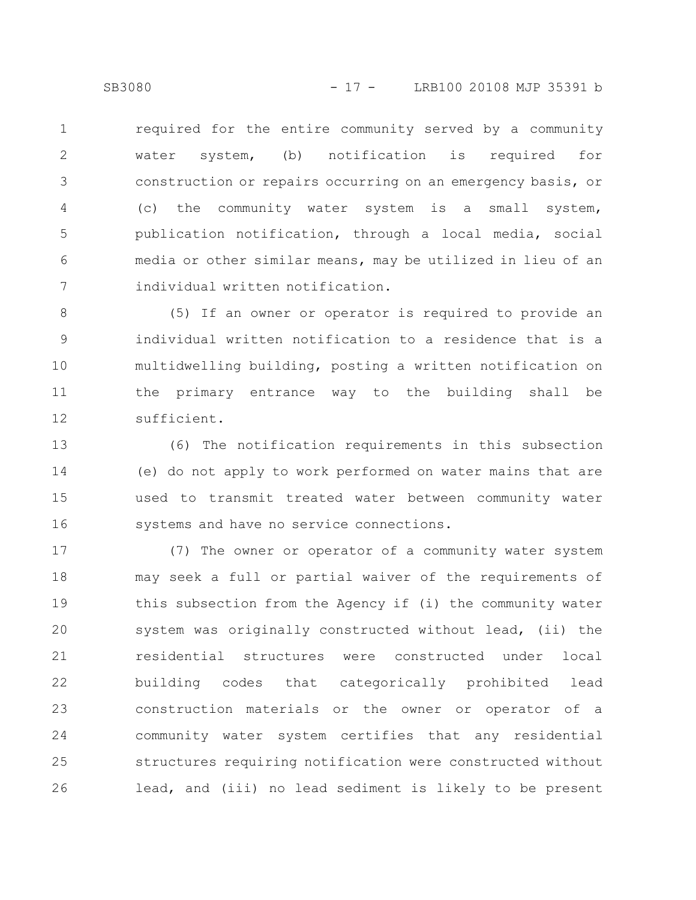required for the entire community served by a community water system, (b) notification is required for construction or repairs occurring on an emergency basis, or (c) the community water system is a small system, publication notification, through a local media, social media or other similar means, may be utilized in lieu of an individual written notification.

(5) If an owner or operator is required to provide an individual written notification to a residence that is a multidwelling building, posting a written notification on the primary entrance way to the building shall be sufficient.

(6) The notification requirements in this subsection (e) do not apply to work performed on water mains that are used to transmit treated water between community water systems and have no service connections.

(7) The owner or operator of a community water system may seek a full or partial waiver of the requirements of this subsection from the Agency if (i) the community water system was originally constructed without lead, (ii) the residential structures were constructed under local building codes that categorically prohibited lead construction materials or the owner or operator of a community water system certifies that any residential structures requiring notification were constructed without lead, and (iii) no lead sediment is likely to be present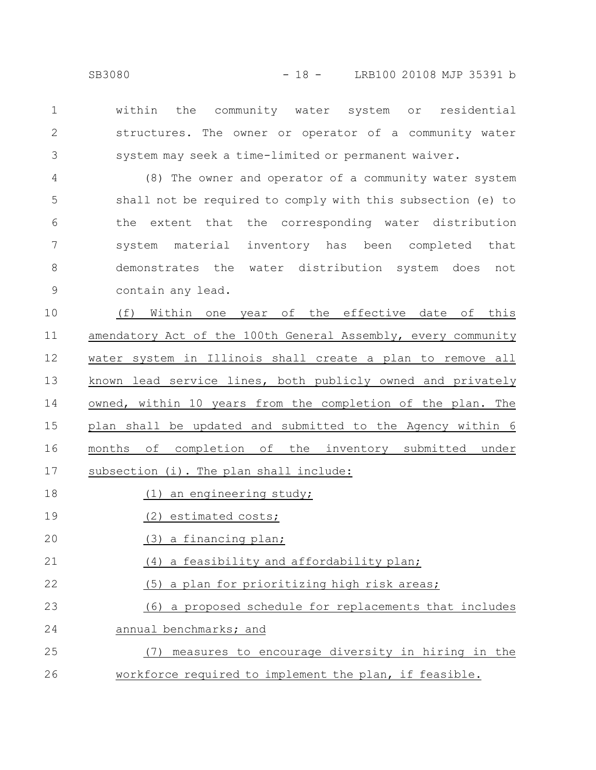within the community water system or residential structures. The owner or operator of a community water system may seek a time-limited or permanent waiver.

(8) The owner and operator of a community water system shall not be required to comply with this subsection (e) to the extent that the corresponding water distribution system material inventory has been completed that demonstrates the water distribution system does not contain any lead.

(f) Within one year of the effective date of this amendatory Act of the 100th General Assembly, every community water system in Illinois shall create a plan to remove all known lead service lines, both publicly owned and privately owned, within 10 years from the completion of the plan. The plan shall be updated and submitted to the Agency within 6 months of completion of the inventory submitted under subsection (i). The plan shall include:

(1) an engineering study;

(2) estimated costs;

(3) a financing plan;

(4) a feasibility and affordability plan;

(5) a plan for prioritizing high risk areas;

(6) a proposed schedule for replacements that includes annual benchmarks; and

(7) measures to encourage diversity in hiring in the workforce required to implement the plan, if feasible.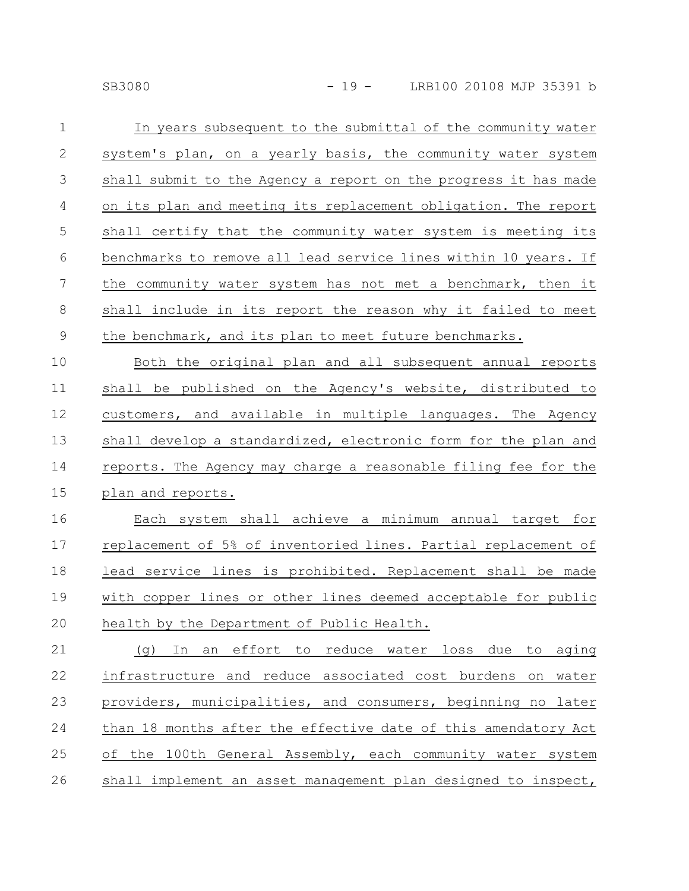In years subsequent to the submittal of the community water system's plan, on a yearly basis, the community water system shall submit to the Agency a report on the progress it has made on its plan and meeting its replacement obligation. The report shall certify that the community water system is meeting its benchmarks to remove all lead service lines within 10 years. If the community water system has not met a benchmark, then it shall include in its report the reason why it failed to meet the benchmark, and its plan to meet future benchmarks.

Both the original plan and all subsequent annual reports shall be published on the Agency's website, distributed to customers, and available in multiple languages. The Agency shall develop a standardized, electronic form for the plan and reports. The Agency may charge a reasonable filing fee for the plan and reports.

Each system shall achieve a minimum annual target for replacement of 5% of inventoried lines. Partial replacement of lead service lines is prohibited. Replacement shall be made with copper lines or other lines deemed acceptable for public health by the Department of Public Health.

(g) In an effort to reduce water loss due to aging infrastructure and reduce associated cost burdens on water providers, municipalities, and consumers, beginning no later than 18 months after the effective date of this amendatory Act of the 100th General Assembly, each community water system shall implement an asset management plan designed to inspect,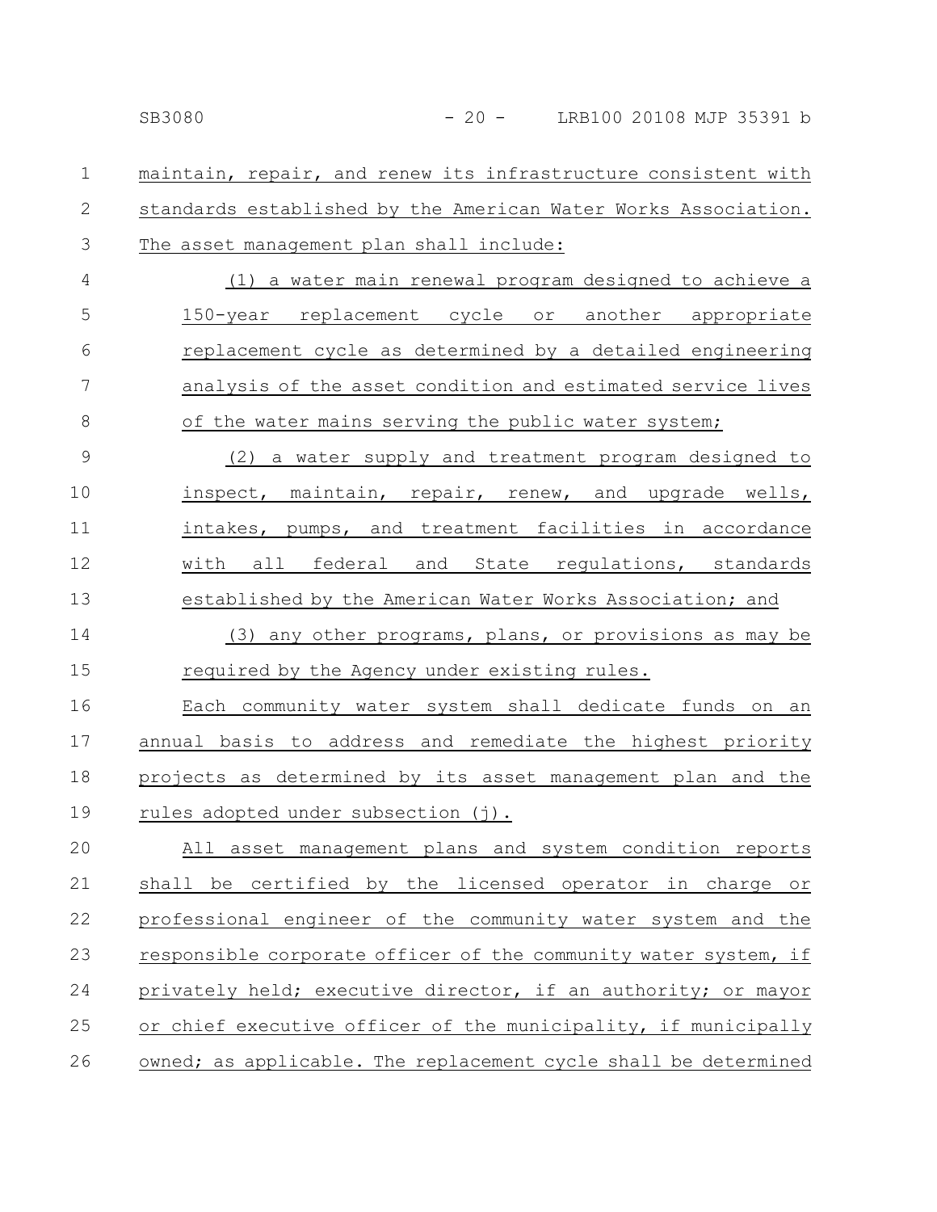maintain, repair, and renew its infrastructure consistent with standards established by the American Water Works Association. The asset management plan shall include:

(1) a water main renewal program designed to achieve a 150-year replacement cycle or another appropriate replacement cycle as determined by a detailed engineering analysis of the asset condition and estimated service lives of the water mains serving the public water system;

(2) a water supply and treatment program designed to inspect, maintain, repair, renew, and upgrade wells, intakes, pumps, and treatment facilities in accordance with all federal and State regulations, standards established by the American Water Works Association; and

(3) any other programs, plans, or provisions as may be required by the Agency under existing rules.

Each community water system shall dedicate funds on an annual basis to address and remediate the highest priority projects as determined by its asset management plan and the rules adopted under subsection (j).

All asset management plans and system condition reports shall be certified by the licensed operator in charge or professional engineer of the community water system and the responsible corporate officer of the community water system, if privately held; executive director, if an authority; or mayor or chief executive officer of the municipality, if municipally owned; as applicable. The replacement cycle shall be determined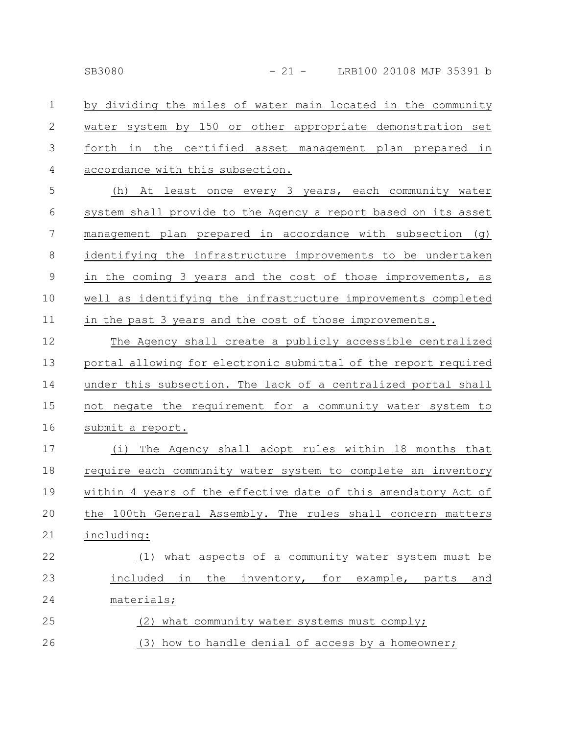by dividing the miles of water main located in the community water system by 150 or other appropriate demonstration set forth in the certified asset management plan prepared in accordance with this subsection.

(h) At least once every 3 years, each community water system shall provide to the Agency a report based on its asset management plan prepared in accordance with subsection (g) identifying the infrastructure improvements to be undertaken in the coming 3 years and the cost of those improvements, as well as identifying the infrastructure improvements completed in the past 3 years and the cost of those improvements.

The Agency shall create a publicly accessible centralized portal allowing for electronic submittal of the report required under this subsection. The lack of a centralized portal shall not negate the requirement for a community water system to submit a report.

(i) The Agency shall adopt rules within 18 months that require each community water system to complete an inventory within 4 years of the effective date of this amendatory Act of the 100th General Assembly. The rules shall concern matters including:

(1) what aspects of a community water system must be included in the inventory, for example, parts and materials;

(2) what community water systems must comply;

(3) how to handle denial of access by a homeowner;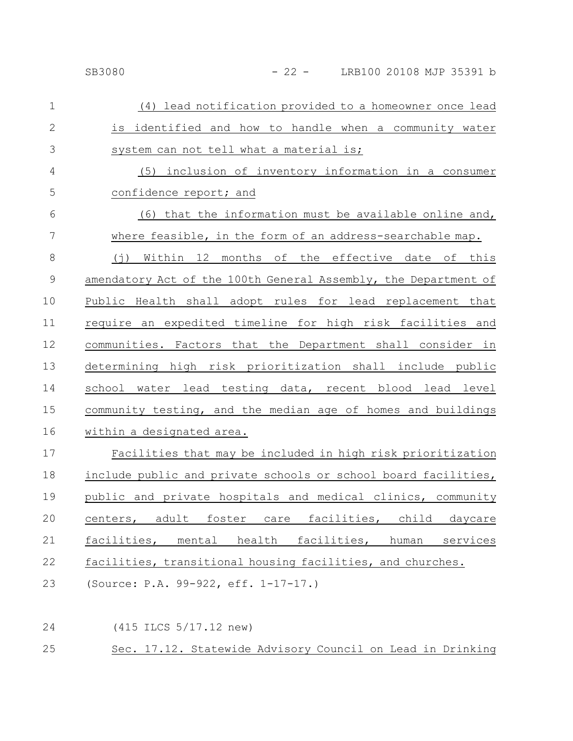(4) lead notification provided to a homeowner once lead is identified and how to handle when a community water system can not tell what a material is;

(5) inclusion of inventory information in a consumer confidence report; and

(6) that the information must be available online and, where feasible, in the form of an address-searchable map.

(j) Within 12 months of the effective date of this amendatory Act of the 100th General Assembly, the Department of Public Health shall adopt rules for lead replacement that require an expedited timeline for high risk facilities and communities. Factors that the Department shall consider in determining high risk prioritization shall include public school water lead testing data, recent blood lead level community testing, and the median age of homes and buildings within a designated area.

Facilities that may be included in high risk prioritization include public and private schools or school board facilities, public and private hospitals and medical clinics, community centers, adult foster care facilities, child daycare facilities, mental health facilities, human services facilities, transitional housing facilities, and churches.

(Source: P.A. 99-922, eff. 1-17-17.)

(415 ILCS 5/17.12 new)

Sec. 17.12. Statewide Advisory Council on Lead in Drinking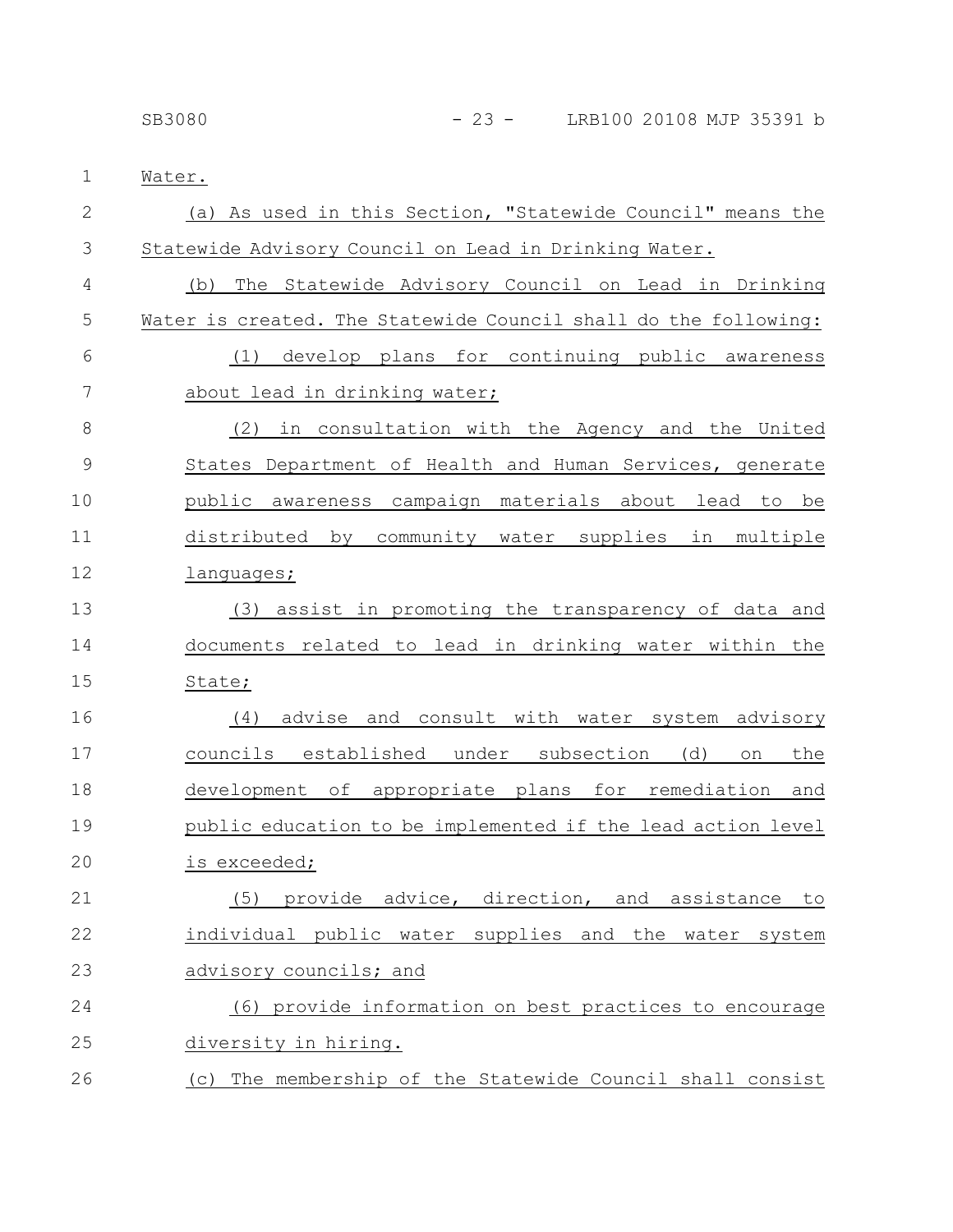Water.

(a) As used in this Section, "Statewide Council" means the Statewide Advisory Council on Lead in Drinking Water.

(b) The Statewide Advisory Council on Lead in Drinking Water is created. The Statewide Council shall do the following:

(1) develop plans for continuing public awareness about lead in drinking water;

(2) in consultation with the Agency and the United States Department of Health and Human Services, generate public awareness campaign materials about lead to be distributed by community water supplies in multiple languages;

(3) assist in promoting the transparency of data and documents related to lead in drinking water within the State;

(4) advise and consult with water system advisory councils established under subsection (d) on the development of appropriate plans for remediation and public education to be implemented if the lead action level is exceeded;

(5) provide advice, direction, and assistance to individual public water supplies and the water system advisory councils; and

(6) provide information on best practices to encourage diversity in hiring.

(c) The membership of the Statewide Council shall consist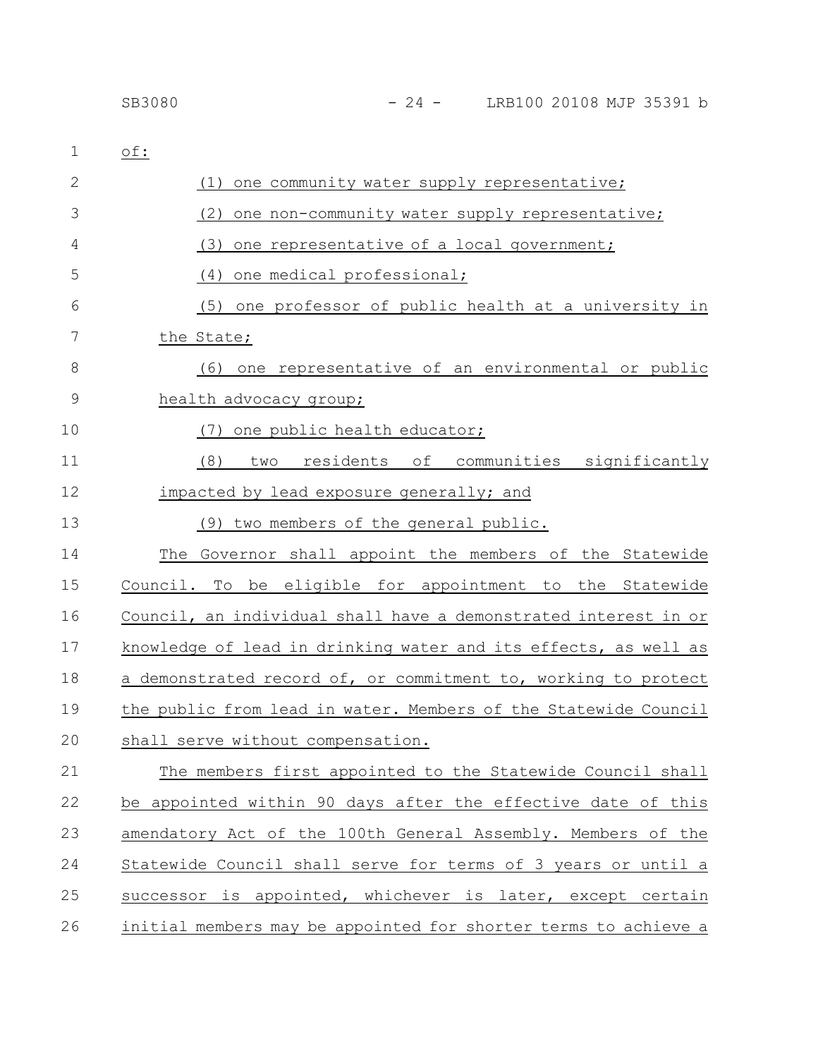of:

(1) one community water supply representative;

(2) one non-community water supply representative;

(3) one representative of a local government;

(4) one medical professional;

(5) one professor of public health at a university in the State;

(6) one representative of an environmental or public health advocacy group;

(7) one public health educator;

(8) two residents of communities significantly impacted by lead exposure generally; and

(9) two members of the general public.

The Governor shall appoint the members of the Statewide Council. To be eligible for appointment to the Statewide Council, an individual shall have a demonstrated interest in or knowledge of lead in drinking water and its effects, as well as a demonstrated record of, or commitment to, working to protect the public from lead in water. Members of the Statewide Council shall serve without compensation.

The members first appointed to the Statewide Council shall be appointed within 90 days after the effective date of this amendatory Act of the 100th General Assembly. Members of the Statewide Council shall serve for terms of 3 years or until a successor is appointed, whichever is later, except certain initial members may be appointed for shorter terms to achieve a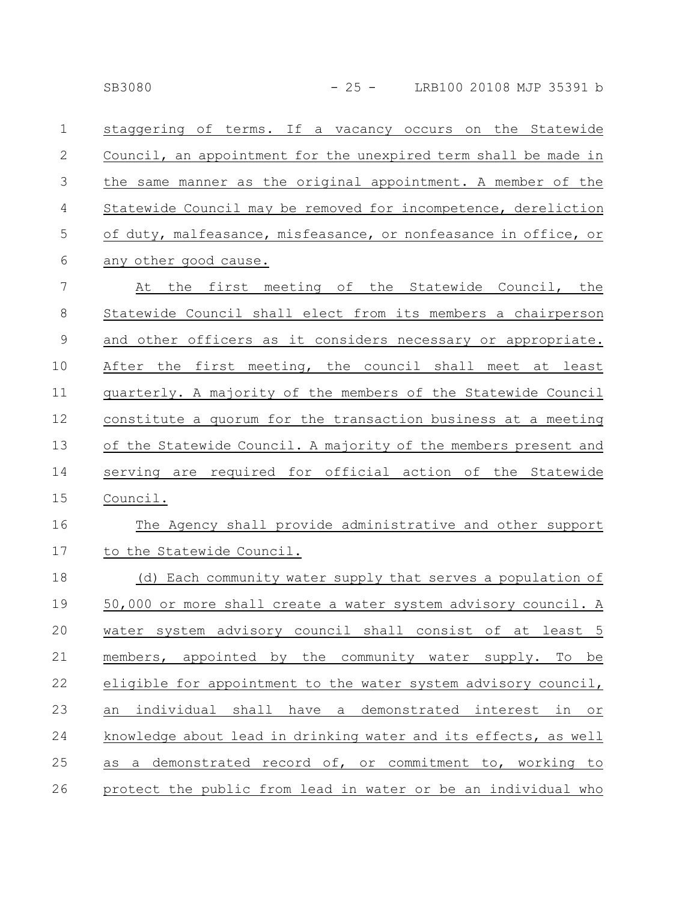staggering of terms. If a vacancy occurs on the Statewide Council, an appointment for the unexpired term shall be made in the same manner as the original appointment. A member of the Statewide Council may be removed for incompetence, dereliction of duty, malfeasance, misfeasance, or nonfeasance in office, or any other good cause.

At the first meeting of the Statewide Council, the Statewide Council shall elect from its members a chairperson and other officers as it considers necessary or appropriate. After the first meeting, the council shall meet at least quarterly. A majority of the members of the Statewide Council constitute a quorum for the transaction business at a meeting of the Statewide Council. A majority of the members present and serving are required for official action of the Statewide Council.

The Agency shall provide administrative and other support to the Statewide Council.

(d) Each community water supply that serves a population of 50,000 or more shall create a water system advisory council. A water system advisory council shall consist of at least 5 members, appointed by the community water supply. To be eligible for appointment to the water system advisory council, an individual shall have a demonstrated interest in or knowledge about lead in drinking water and its effects, as well as a demonstrated record of, or commitment to, working to protect the public from lead in water or be an individual who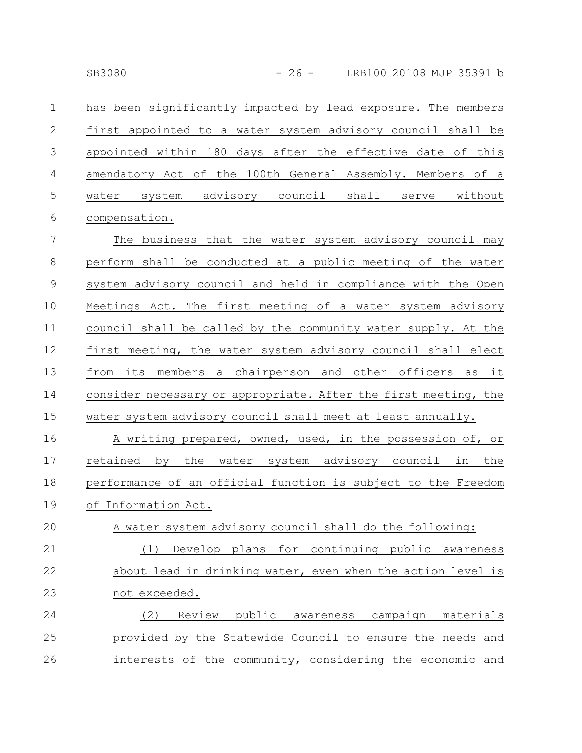has been significantly impacted by lead exposure. The members first appointed to a water system advisory council shall be appointed within 180 days after the effective date of this amendatory Act of the 100th General Assembly. Members of a water system advisory council shall serve without compensation.

The business that the water system advisory council may perform shall be conducted at a public meeting of the water system advisory council and held in compliance with the Open Meetings Act. The first meeting of a water system advisory council shall be called by the community water supply. At the first meeting, the water system advisory council shall elect from its members a chairperson and other officers as it consider necessary or appropriate. After the first meeting, the water system advisory council shall meet at least annually.

A writing prepared, owned, used, in the possession of, or retained by the water system advisory council in the performance of an official function is subject to the Freedom of Information Act.

A water system advisory council shall do the following:

(1) Develop plans for continuing public awareness about lead in drinking water, even when the action level is not exceeded.

(2) Review public awareness campaign materials provided by the Statewide Council to ensure the needs and interests of the community, considering the economic and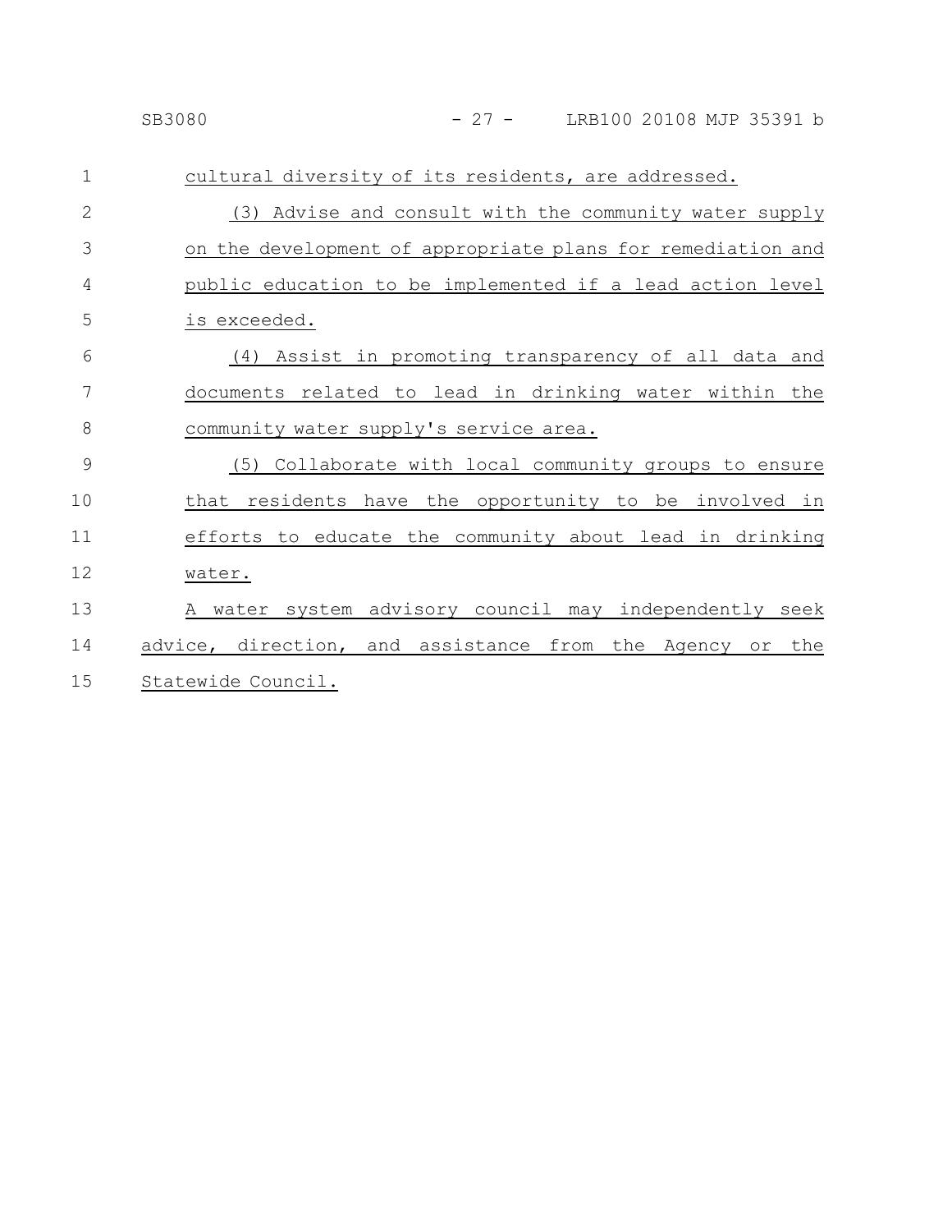cultural diversity of its residents, are addressed.

(3) Advise and consult with the community water supply on the development of appropriate plans for remediation and public education to be implemented if a lead action level is exceeded.

(4) Assist in promoting transparency of all data and documents related to lead in drinking water within the community water supply's service area.

(5) Collaborate with local community groups to ensure that residents have the opportunity to be involved in efforts to educate the community about lead in drinking water.

A water system advisory council may independently seek advice, direction, and assistance from the Agency or the Statewide Council.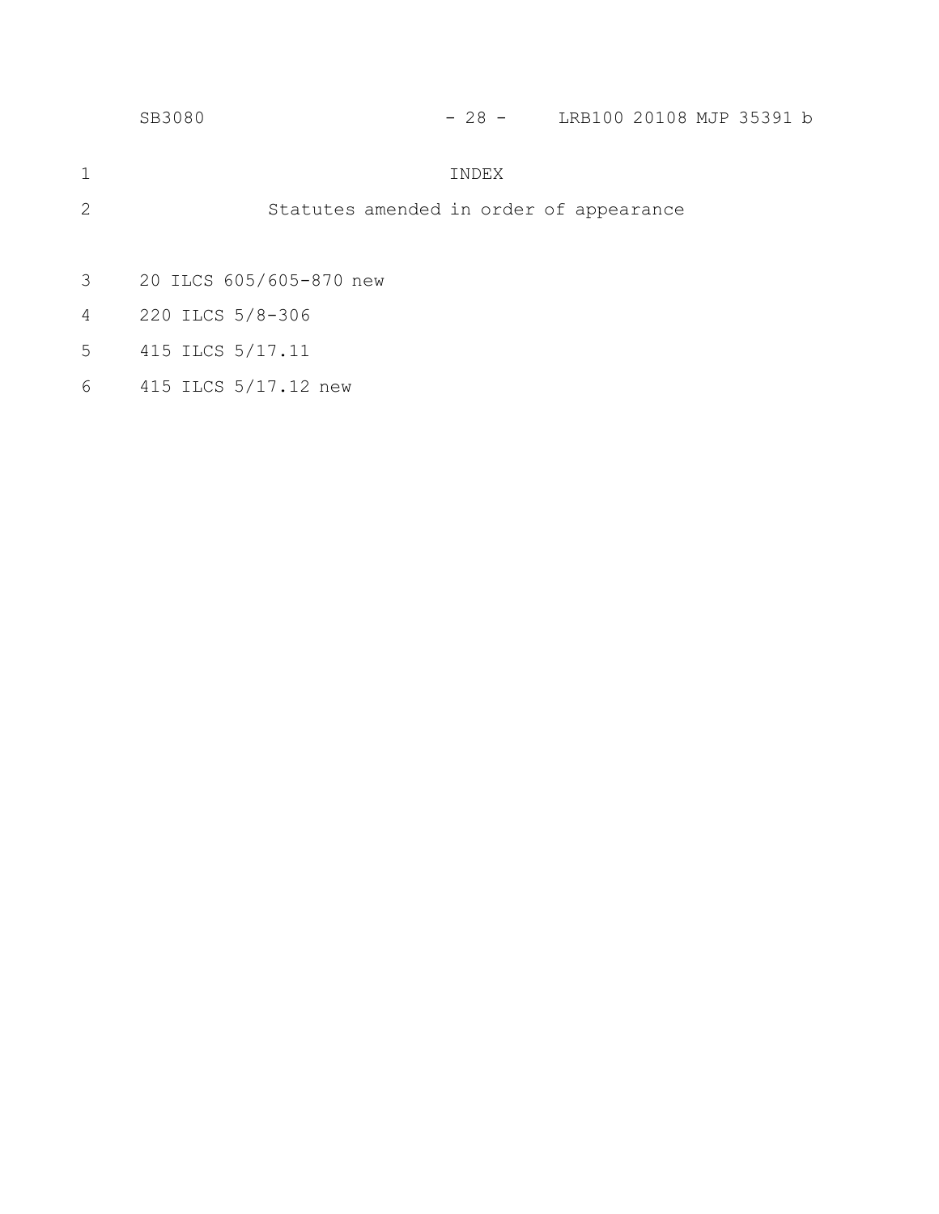# INDEX

## Statutes amended in order of appearance

20 ILCS 605/605-870 new

220 ILCS 5/8-306

415 ILCS 5/17.11

415 ILCS 5/17.12 new